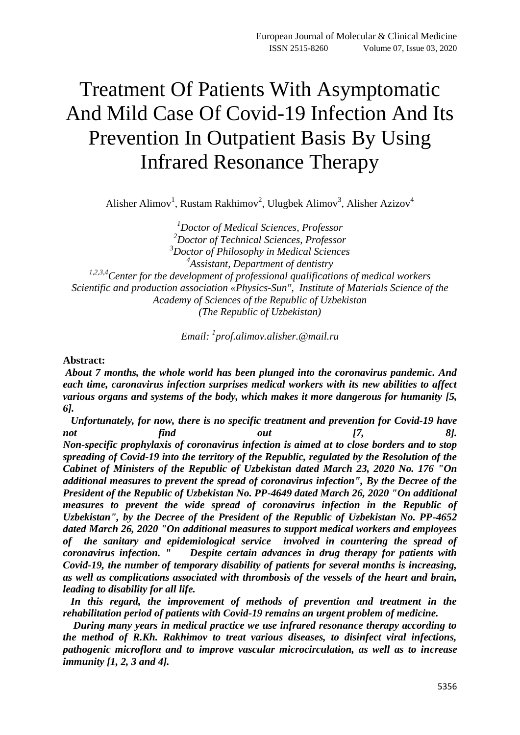# Treatment Of Patients With Asymptomatic And Mild Case Of Covid-19 Infection And Its Prevention In Outpatient Basis By Using Infrared Resonance Therapy

Alisher Alimov[1], Rustam Rakhimov[2], Ulugbek Alimov[3], Alisher Azizov[4]

*[1]Doctor of Medical Sciences, Professor*
*[2]Doctor of Technical Sciences, Professor*
*[3]Doctor of Philosophy in Medical Sciences*
*[4]Assistant, Department of dentistry*
*[1,2,3,4]Center for the development of professional qualifications of medical workers Scientific and production association «Physics-Sun", Institute of Materials Science of the Academy of Sciences of the Republic of Uzbekistan (The Republic of Uzbekistan)*

*Email: [1]prof.alimov.alisher.@mail.ru*

**Abstract:**

***About 7 months, the whole world has been plunged into the coronavirus pandemic. And each time, caronavirus infection surprises medical workers with its new abilities to affect various organs and systems of the body, which makes it more dangerous for humanity [5, 6].***

***Unfortunately, for now, there is no specific treatment and prevention for Covid-19 have not find out [7, 8]. Non-specific prophylaxis of coronavirus infection is aimed at to close borders and to stop spreading of Covid-19 into the territory of the Republic, regulated by the Resolution of the Cabinet of Ministers of the Republic of Uzbekistan dated March 23, 2020 No. 176 "On additional measures to prevent the spread of coronavirus infection", By the Decree of the President of the Republic of Uzbekistan No. PP-4649 dated March 26, 2020 "On additional measures to prevent the wide spread of coronavirus infection in the Republic of Uzbekistan", by the Decree of the President of the Republic of Uzbekistan No. PP-4652 dated March 26, 2020 "On additional measures to support medical workers and employees of the sanitary and epidemiological service involved in countering the spread of coronavirus infection. " Despite certain advances in drug therapy for patients with Covid-19, the number of temporary disability of patients for several months is increasing, as well as complications associated with thrombosis of the vessels of the heart and brain, leading to disability for all life.***

***In this regard, the improvement of methods of prevention and treatment in the rehabilitation period of patients with Covid-19 remains an urgent problem of medicine.***

***During many years in medical practice we use infrared resonance therapy according to the method of R.Kh. Rakhimov to treat various diseases, to disinfect viral infections, pathogenic microflora and to improve vascular microcirculation, as well as to increase immunity [1, 2, 3 and 4].***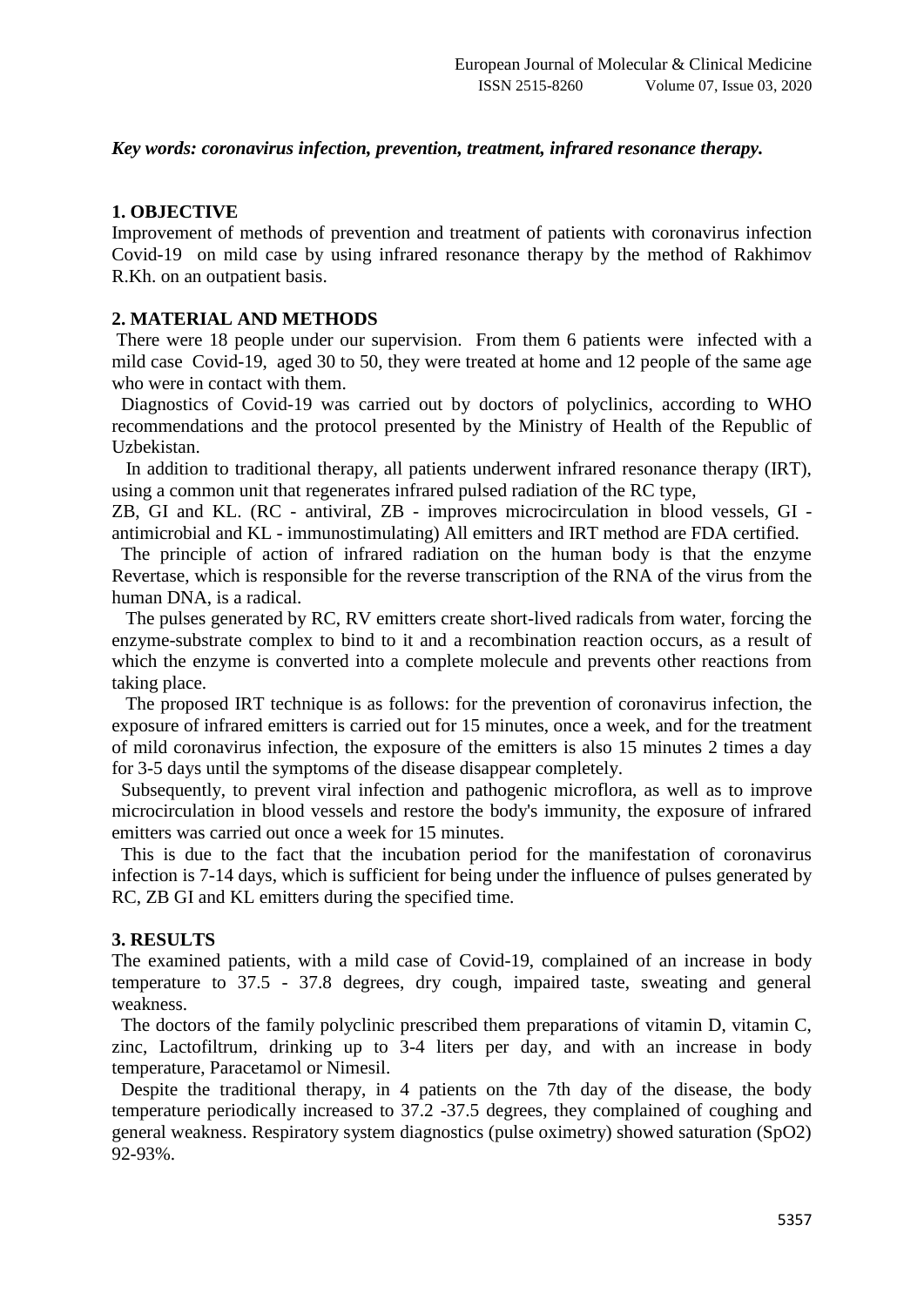***Key words: coronavirus infection, prevention, treatment, infrared resonance therapy.***

## 1. OBJECTIVE

Improvement of methods of prevention and treatment of patients with coronavirus infection Covid-19 on mild case by using infrared resonance therapy by the method of Rakhimov R.Kh. on an outpatient basis.

## 2. MATERIAL AND METHODS

There were 18 people under our supervision. From them 6 patients were infected with a mild case Covid-19, aged 30 to 50, they were treated at home and 12 people of the same age who were in contact with them.

Diagnostics of Covid-19 was carried out by doctors of polyclinics, according to WHO recommendations and the protocol presented by the Ministry of Health of the Republic of Uzbekistan.

In addition to traditional therapy, all patients underwent infrared resonance therapy (IRT), using a common unit that regenerates infrared pulsed radiation of the RC type, ZB, GI and KL. (RC - antiviral, ZB - improves microcirculation in blood vessels, GI - antimicrobial and KL - immunostimulating) All emitters and IRT method are FDA certified.

The principle of action of infrared radiation on the human body is that the enzyme Revertase, which is responsible for the reverse transcription of the RNA of the virus from the human DNA, is a radical.

The pulses generated by RC, RV emitters create short-lived radicals from water, forcing the enzyme-substrate complex to bind to it and a recombination reaction occurs, as a result of which the enzyme is converted into a complete molecule and prevents other reactions from taking place.

The proposed IRT technique is as follows: for the prevention of coronavirus infection, the exposure of infrared emitters is carried out for 15 minutes, once a week, and for the treatment of mild coronavirus infection, the exposure of the emitters is also 15 minutes 2 times a day for 3-5 days until the symptoms of the disease disappear completely.

Subsequently, to prevent viral infection and pathogenic microflora, as well as to improve microcirculation in blood vessels and restore the body's immunity, the exposure of infrared emitters was carried out once a week for 15 minutes.

This is due to the fact that the incubation period for the manifestation of coronavirus infection is 7-14 days, which is sufficient for being under the influence of pulses generated by RC, ZB GI and KL emitters during the specified time.

## 3. RESULTS

The examined patients, with a mild case of Covid-19, complained of an increase in body temperature to 37.5 - 37.8 degrees, dry cough, impaired taste, sweating and general weakness.

The doctors of the family polyclinic prescribed them preparations of vitamin D, vitamin C, zinc, Lactofiltrum, drinking up to 3-4 liters per day, and with an increase in body temperature, Paracetamol or Nimesil.

Despite the traditional therapy, in 4 patients on the 7th day of the disease, the body temperature periodically increased to 37.2 -37.5 degrees, they complained of coughing and general weakness. Respiratory system diagnostics (pulse oximetry) showed saturation ($SpO_2$) 92-93%.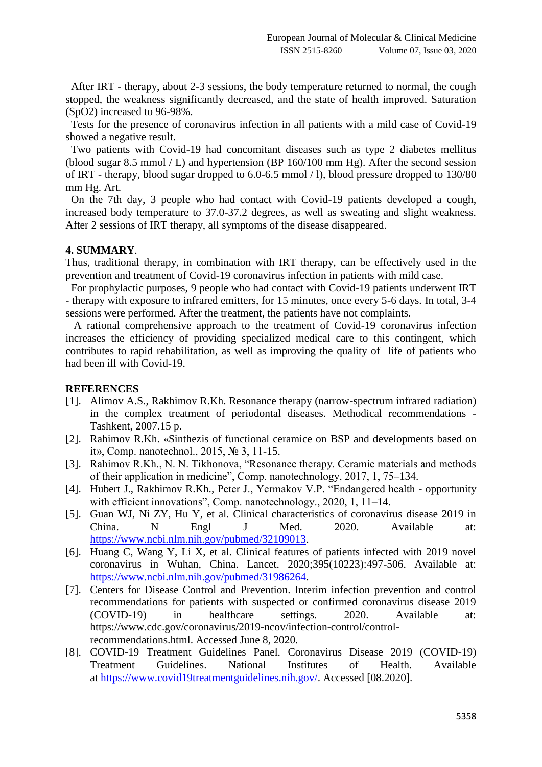After IRT - therapy, about 2-3 sessions, the body temperature returned to normal, the cough stopped, the weakness significantly decreased, and the state of health improved. Saturation ($SpO_2$) increased to 96-98%.

Tests for the presence of coronavirus infection in all patients with a mild case of Covid-19 showed a negative result.

Two patients with Covid-19 had concomitant diseases such as type 2 diabetes mellitus (blood sugar 8.5 mmol / L) and hypertension (BP 160/100 mm Hg). After the second session of IRT - therapy, blood sugar dropped to 6.0-6.5 mmol / l), blood pressure dropped to 130/80 mm Hg. Art.

On the 7th day, 3 people who had contact with Covid-19 patients developed a cough, increased body temperature to 37.0-37.2 degrees, as well as sweating and slight weakness. After 2 sessions of IRT therapy, all symptoms of the disease disappeared.

## 4. SUMMARY.

Thus, traditional therapy, in combination with IRT therapy, can be effectively used in the prevention and treatment of Covid-19 coronavirus infection in patients with mild case.

For prophylactic purposes, 9 people who had contact with Covid-19 patients underwent IRT - therapy with exposure to infrared emitters, for 15 minutes, once every 5-6 days. In total, 3-4 sessions were performed. After the treatment, the patients have not complaints.

A rational comprehensive approach to the treatment of Covid-19 coronavirus infection increases the efficiency of providing specialized medical care to this contingent, which contributes to rapid rehabilitation, as well as improving the quality of life of patients who had been ill with Covid-19.

## REFERENCES

[1]. Alimov A.S., Rakhimov R.Kh. Resonance therapy (narrow-spectrum infrared radiation) in the complex treatment of periodontal diseases. Methodical recommendations - Tashkent, 2007.15 p.

[2]. Rahimov R.Kh. «Sinthezis of functional ceramice on BSP and developments based on it», Comp. nanotechnol., 2015, № 3, 11-15.

[3]. Rahimov R.Kh., N. N. Tikhonova, "Resonance therapy. Ceramic materials and methods of their application in medicine", Comp. nanotechnology, 2017, 1, 75–134.

[4]. Hubert J., Rakhimov R.Kh., Peter J., Yermakov V.P. "Endangered health - opportunity with efficient innovations", Comp. nanotechnology., 2020, 1, 11–14.

[5]. Guan WJ, Ni ZY, Hu Y, et al. Clinical characteristics of coronavirus disease 2019 in China. N Engl J Med. 2020. Available at: https://www.ncbi.nlm.nih.gov/pubmed/32109013.

[6]. Huang C, Wang Y, Li X, et al. Clinical features of patients infected with 2019 novel coronavirus in Wuhan, China. Lancet. 2020;395(10223):497-506. Available at: https://www.ncbi.nlm.nih.gov/pubmed/31986264.

[7]. Centers for Disease Control and Prevention. Interim infection prevention and control recommendations for patients with suspected or confirmed coronavirus disease 2019 (COVID-19) in healthcare settings. 2020. Available at: https://www.cdc.gov/coronavirus/2019-ncov/infection-control/control-recommendations.html. Accessed June 8, 2020.

[8]. COVID-19 Treatment Guidelines Panel. Coronavirus Disease 2019 (COVID-19) Treatment Guidelines. National Institutes of Health. Available at https://www.covid19treatmentguidelines.nih.gov/. Accessed [08.2020].